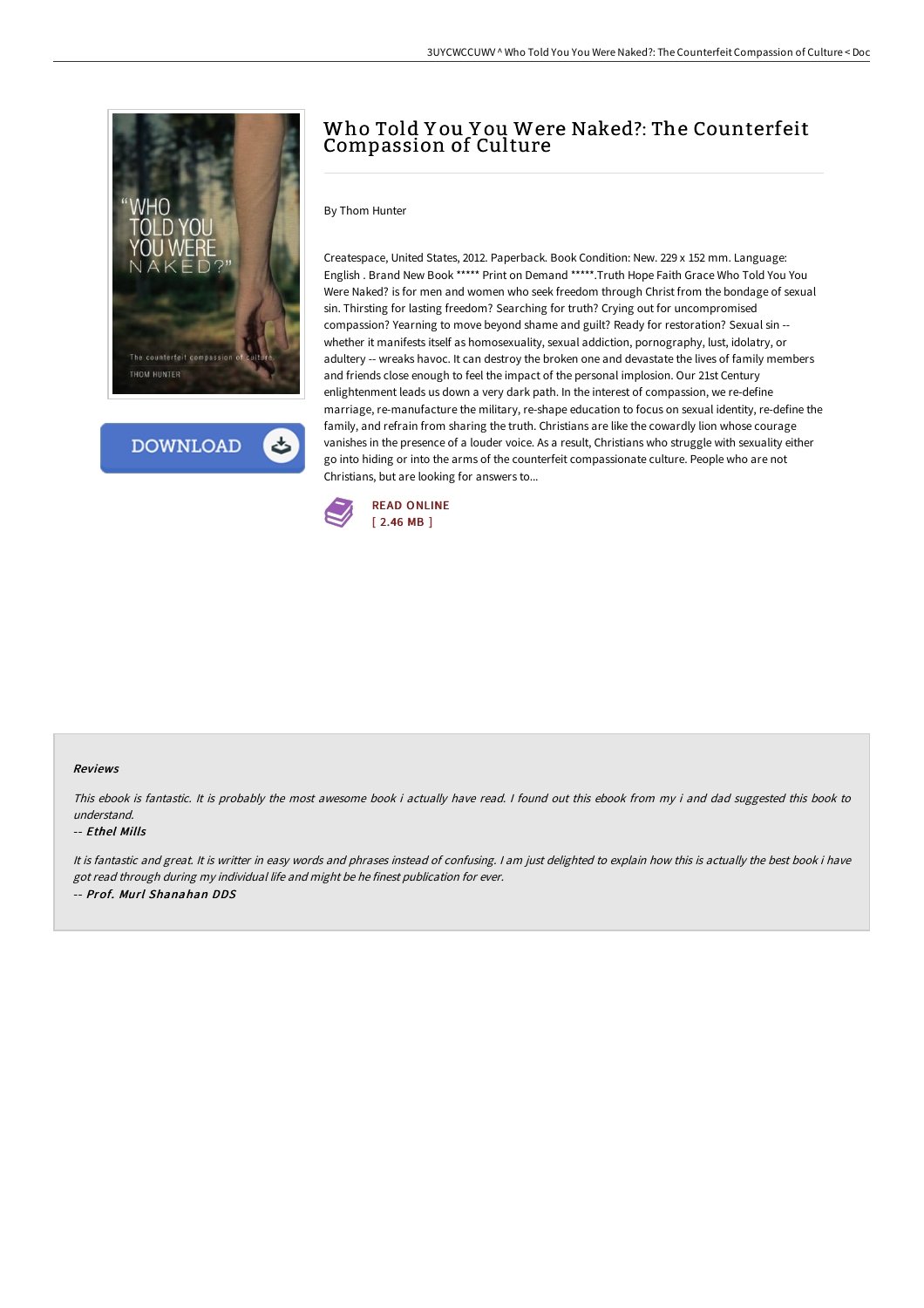# Who Told You You Were Naked?: The Counterfeit Compassion of Culture

By Thom Hunter

Createspace, United States, 2012. Paperback. Book Condition: New. 229 x 152 mm. Language: English . Brand New Book ***** Print on Demand *****.Truth Hope Faith Grace Who Told You You Were Naked? is for men and women who seek freedom through Christ from the bondage of sexual sin. Thirsting for lasting freedom? Searching for truth? Crying out for uncompromised compassion? Yearning to move beyond shame and guilt? Ready for restoration? Sexual sin -- whether it manifests itself as homosexuality, sexual addiction, pornography, lust, idolatry, or adultery -- wreaks havoc. It can destroy the broken one and devastate the lives of family members and friends close enough to feel the impact of the personal implosion. Our 21st Century enlightenment leads us down a very dark path. In the interest of compassion, we re-define marriage, re-manufacture the military, re-shape education to focus on sexual identity, re-define the family, and refrain from sharing the truth. Christians are like the cowardly lion whose courage vanishes in the presence of a louder voice. As a result, Christians who struggle with sexuality either go into hiding or into the arms of the counterfeit compassionate culture. People who are not Christians, but are looking for answers to...

READ ONLINE
[ 2.46 MB ]

### Reviews

*This ebook is fantastic. It is probably the most awesome book i actually have read. I found out this ebook from my i and dad suggested this book to understand.*

-- ***Ethel Mills***

*It is fantastic and great. It is writter in easy words and phrases instead of confusing. I am just delighted to explain how this is actually the best book i have got read through during my individual life and might be he finest publication for ever.*

-- ***Prof. Murl Shanahan DDS***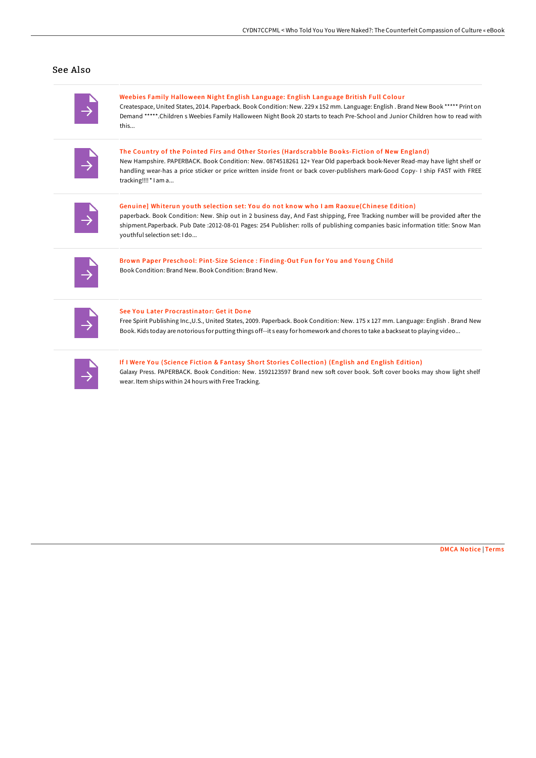## See Also

### Weebies Family Halloween Night English Language: English Language British Full Colour

Createspace, United States, 2014. Paperback. Book Condition: New. 229 x 152 mm. Language: English . Brand New Book ***** Print on Demand *****.Children s Weebies Family Halloween Night Book 20 starts to teach Pre-School and Junior Children how to read with this...

### The Country of the Pointed Firs and Other Stories (Hardscrabble Books-Fiction of New England)

New Hampshire. PAPERBACK. Book Condition: New. 0874518261 12+ Year Old paperback book-Never Read-may have light shelf or handling wear-has a price sticker or price written inside front or back cover-publishers mark-Good Copy- I ship FAST with FREE tracking!!!! * I am a...

### Genuine] Whiterun youth selection set: You do not know who I am Raoxue(Chinese Edition)

paperback. Book Condition: New. Ship out in 2 business day, And Fast shipping, Free Tracking number will be provided after the shipment.Paperback. Pub Date :2012-08-01 Pages: 254 Publisher: rolls of publishing companies basic information title: Snow Man youthful selection set: I do...

### Brown Paper Preschool: Pint-Size Science : Finding-Out Fun for You and Young Child

Book Condition: Brand New. Book Condition: Brand New.

### See You Later Procrastinator: Get it Done

Free Spirit Publishing Inc.,U.S., United States, 2009. Paperback. Book Condition: New. 175 x 127 mm. Language: English . Brand New Book. Kids today are notorious for putting things off--it s easy for homework and chores to take a backseat to playing video...

### If I Were You (Science Fiction & Fantasy Short Stories Collection) (English and English Edition)

Galaxy Press. PAPERBACK. Book Condition: New. 1592123597 Brand new soft cover book. Soft cover books may show light shelf wear. Item ships within 24 hours with Free Tracking.

DMCA Notice | Terms